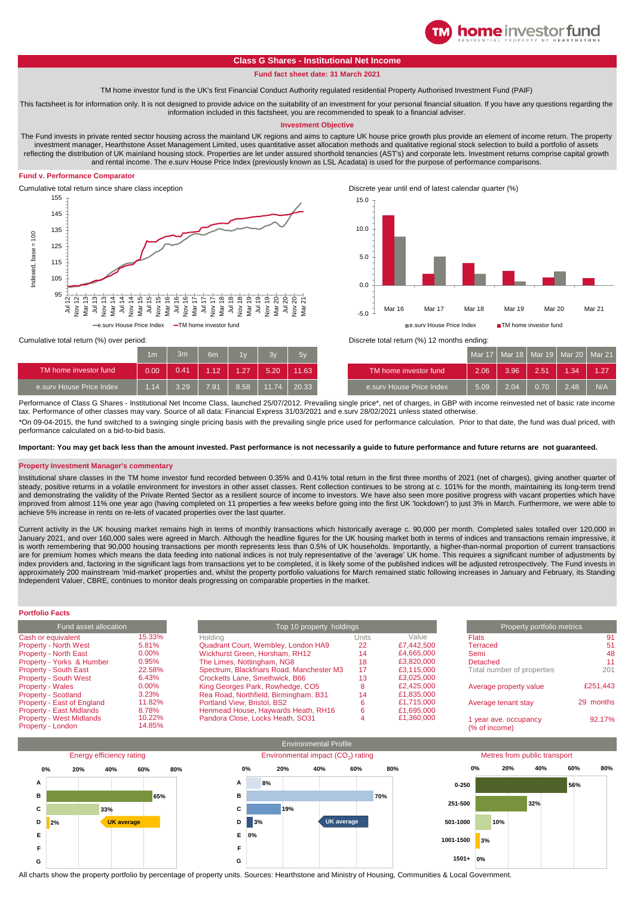# Class G Shares - Institutional Net Income

**Fund fact sheet date: 31 March 2021**

TM home investor fund is the UK's first Financial Conduct Authority regulated residential Property Authorised Investment Fund (PAIF)

This factsheet is for information only. It is not designed to provide advice on the suitability of an investment for your personal financial situation. If you have any questions regarding the information included in this factsheet, you are recommended to speak to a financial adviser.

## Investment Objective

The Fund invests in private rented sector housing across the mainland UK regions and aims to capture UK house price growth plus provide an element of income return. The property investment manager, Hearthstone Asset Management Limited, uses quantitative asset allocation methods and qualitative regional stock selection to build a portfolio of assets reflecting the distribution of UK mainland housing stock. Properties are let under assured shorthold tenancies (AST's) and corporate lets. Investment returns comprise capital growth and rental income. The e.surv House Price Index (previously known as LSL Acadata) is used for the purpose of performance comparisons.

## Fund v. Performance Comparator

Cumulative total return since share class inception

Discrete year until end of latest calendar quarter (%)

Cumulative total return (%) over period:

| | 1m | 3m | 6m | 1y | 3y | 5y |
|---|---|---|---|---|---|---|
| TM home investor fund | 0.00 | 0.41 | 1.12 | 1.27 | 5.20 | 11.63 |
| e.surv House Price Index | 1.14 | 3.29 | 7.91 | 8.58 | 11.74 | 20.33 |

Discrete total return (%) 12 months ending:

| | Mar 17 | Mar 18 | Mar 19 | Mar 20 | Mar 21 |
|---|---|---|---|---|---|
| TM home investor fund | 2.06 | 3.96 | 2.51 | 1.34 | 1.27 |
| e.surv House Price Index | 5.09 | 2.04 | 0.70 | 2.48 | N/A |

Performance of Class G Shares - Institutional Net Income Class, launched 25/07/2012. Prevailing single price*, net of charges, in GBP with income reinvested net of basic rate income tax. Performance of other classes may vary. Source of all data: Financial Express 31/03/2021 and e.surv 28/02/2021 unless stated otherwise.

*On 09-04-2015, the fund switched to a swinging single pricing basis with the prevailing single price used for performance calculation. Prior to that date, the fund was dual priced, with performance calculated on a bid-to-bid basis.

**Important: You may get back less than the amount invested. Past performance is not necessarily a guide to future performance and future returns are not guaranteed.**

## Property Investment Manager's commentary

Institutional share classes in the TM home investor fund recorded between 0.35% and 0.41% total return in the first three months of 2021 (net of charges), giving another quarter of steady, positive returns in a volatile environment for investors in other asset classes. Rent collection continues to be strong at c. 101% for the month, maintaining its long-term trend and demonstrating the validity of the Private Rented Sector as a resilient source of income to investors. We have also seen more positive progress with vacant properties which have improved from almost 11% one year ago (having completed on 11 properties a few weeks before going into the first UK 'lockdown') to just 3% in March. Furthermore, we were able to achieve 5% increase in rents on re-lets of vacated properties over the last quarter.

Current activity in the UK housing market remains high in terms of monthly transactions which historically average c. 90,000 per month. Completed sales totalled over 120,000 in January 2021, and over 160,000 sales were agreed in March. Although the headline figures for the UK housing market both in terms of indices and transactions remain impressive, it is worth remembering that 90,000 housing transactions per month represents less than 0.5% of UK households. Importantly, a higher-than-normal proportion of current transactions are for premium homes which means the data feeding into national indices is not truly representative of the 'average' UK home. This requires a significant number of adjustments by index providers and, factoring in the significant lags from transactions yet to be completed, it is likely some of the published indices will be adjusted retrospectively. The Fund invests in approximately 200 mainstream 'mid-market' properties and, whilst the property portfolio valuations for March remained static following increases in January and February, its Standing Independent Valuer, CBRE, continues to monitor deals progressing on comparable properties in the market.

## Portfolio Facts

| Fund asset allocation | |
|---|---|
| Cash or equivalent | 15.33% |
| Property - North West | 5.81% |
| Property - North East | 0.00% |
| Property - Yorks & Humber | 0.95% |
| Property - South East | 22.58% |
| Property - South West | 6.43% |
| Property - Wales | 0.00% |
| Property - Scotland | 3.23% |
| Property - East of England | 11.82% |
| Property - East Midlands | 8.78% |
| Property - West Midlands | 10.22% |
| Property - London | 14.85% |

| Top 10 property holdings | Units | Value |
|---|---|---|
| Quadrant Court, Wembley, London HA9 | 22 | £7,442,500 |
| Wickhurst Green, Horsham, RH12 | 14 | £4,665,000 |
| The Limes, Nottingham, NG8 | 18 | £3,820,000 |
| Spectrum, Blackfriars Road, Manchester M3 | 17 | £3,115,000 |
| Crocketts Lane, Smethwick, B66 | 13 | £3,025,000 |
| King Georges Park, Rowhedge, CO5 | 8 | £2,425,000 |
| Rea Road, Northfield, Birmingham. B31 | 14 | £1,835,000 |
| Portland View, Bristol, BS2 | 6 | £1,715,000 |
| Henmead House, Haywards Heath, RH16 | 6 | £1,695,000 |
| Pandora Close, Locks Heath, SO31 | 4 | £1,360,000 |

| Property portfolio metrics | |
|---|---|
| Flats | 91 |
| Terraced | 51 |
| Semi | 48 |
| Detached | 11 |
| Total number of properties | 201 |
| Average property value | £251,443 |
| Average tenant stay | 29 months |
| 1 year ave. occupancy (% of income) | 92.17% |

## Environmental Profile

Energy efficiency rating

| Rating | % |
|---|---|
| A | |
| B | 65% |
| C | 33% |
| D | 2% (UK average) |
| E | |
| F | |
| G | |

Environmental impact ($CO_2$) rating

| Rating | % |
|---|---|
| A | 8% |
| B | 70% |
| C | 19% |
| D | 3% (UK average) |
| E | 0% |
| F | |
| G | |

Metres from public transport

| Metres | % |
|---|---|
| 0-250 | 56% |
| 251-500 | 32% |
| 501-1000 | 10% |
| 1001-1500 | 3% |
| 1501+ | 0% |

All charts show the property portfolio by percentage of property units. Sources: Hearthstone and Ministry of Housing, Communities & Local Government.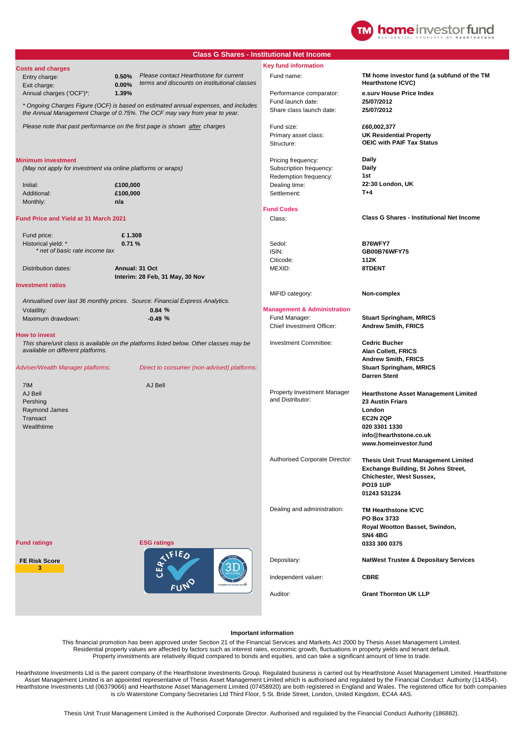## Class G Shares - Institutional Net Income

### Costs and charges

| | | |
|---|---|---|
| Entry charge: | 0.50% | *Please contact Hearthstone for current terms and discounts on institutional classes* |
| Exit charge: | 0.00% | |
| Annual charges ('OCF')*: | 1.39% | |

*\* Ongoing Charges Figure (OCF) is based on estimated annual expenses, and includes the Annual Management Charge of 0.75%. The OCF may vary from year to year.*

*Please note that past performance on the first page is shown after charges*

### Minimum investment

*(May not apply for investment via online platforms or wraps)*

| | |
|---|---|
| Initial: | £100,000 |
| Additional: | £100,000 |
| Monthly: | n/a |

### Fund Price and Yield at 31 March 2021

| | |
|---|---|
| Fund price: | £ 1.308 |
| Historical yield: * | 0.71 % |

*\* net of basic rate income tax*

| | |
|---|---|
| Distribution dates: | Annual: 31 Oct |
| | Interim: 28 Feb, 31 May, 30 Nov |

### Investment ratios

*Annualised over last 36 monthly prices. Source: Financial Express Analytics.*

| | |
|---|---|
| Volatility: | 0.84 % |
| Maximum drawdown: | -0.49 % |

### How to invest

*This share/unit class is available on the platforms listed below. Other classes may be available on different platforms.*

| *Adviser/Wealth Manager platforms:* | *Direct to consumer (non-advised) platforms:* |
|---|---|
| 7IM | AJ Bell |
| AJ Bell | |
| Pershing | |
| Raymond James | |
| Transact | |
| Wealthtime | |

### Fund ratings

FE Risk Score
3

### ESG ratings

### Key fund information

| | |
|---|---|
| Fund name: | TM home investor fund (a subfund of the TM Hearthstone ICVC) |
| Performance comparator: | e.surv House Price Index |
| Fund launch date: | 25/07/2012 |
| Share class launch date: | 25/07/2012 |
| Fund size: | £60,002,377 |
| Primary asset class: | UK Residential Property |
| Structure: | OEIC with PAIF Tax Status |
| Pricing frequency: | Daily |
| Subscription frequency: | Daily |
| Redemption frequency: | 1st |
| Dealing time: | 22:30 London, UK |
| Settlement: | T+4 |

### Fund Codes

| | |
|---|---|
| Class: | Class G Shares - Institutional Net Income |
| Sedol: | B76WFY7 |
| ISIN: | GB00B76WFY75 |
| Citicode: | 112K |
| MEXID: | 8TDENT |
| MiFID category: | Non-complex |

### Management & Administration

| | |
|---|---|
| Fund Manager: | Stuart Springham, MRICS |
| Chief Investment Officer: | Andrew Smith, FRICS |
| Investment Committee: | Cedric Bucher<br>Alan Collett, FRICS<br>Andrew Smith, FRICS<br>Stuart Springham, MRICS<br>Darren Stent |
| Property Investment Manager and Distributor: | Hearthstone Asset Management Limited<br>23 Austin Friars<br>London<br>EC2N 2QP<br>020 3301 1330<br>info@hearthstone.co.uk<br>www.homeinvestor.fund |
| Authorised Corporate Director: | Thesis Unit Trust Management Limited<br>Exchange Building, St Johns Street,<br>Chichester, West Sussex,<br>PO19 1UP<br>01243 531234 |
| Dealing and administration: | TM Hearthstone ICVC<br>PO Box 3733<br>Royal Wootton Basset, Swindon,<br>SN4 4BG<br>0333 300 0375 |
| Depositary: | NatWest Trustee & Depositary Services |
| Independent valuer: | CBRE |
| Auditor: | Grant Thornton UK LLP |

**Important information**

This financial promotion has been approved under Section 21 of the Financial Services and Markets Act 2000 by Thesis Asset Management Limited. Residential property values are affected by factors such as interest rates, economic growth, fluctuations in property yields and tenant default. Property investments are relatively illiquid compared to bonds and equities, and can take a significant amount of time to trade.

Hearthstone Investments Ltd is the parent company of the Hearthstone Investments Group. Regulated business is carried out by Hearthstone Asset Management Limited. Hearthstone Asset Management Limited is an appointed representative of Thesis Asset Management Limited which is authorised and regulated by the Financial Conduct Authority (114354). Hearthstone Investments Ltd (06379066) and Hearthstone Asset Management Limited (07458920) are both registered in England and Wales. The registered office for both companies is c/o Waterstone Company Secretaries Ltd Third Floor, 5 St. Bride Street, London, United Kingdom, EC4A 4AS.

Thesis Unit Trust Management Limited is the Authorised Corporate Director. Authorised and regulated by the Financial Conduct Authority (186882).